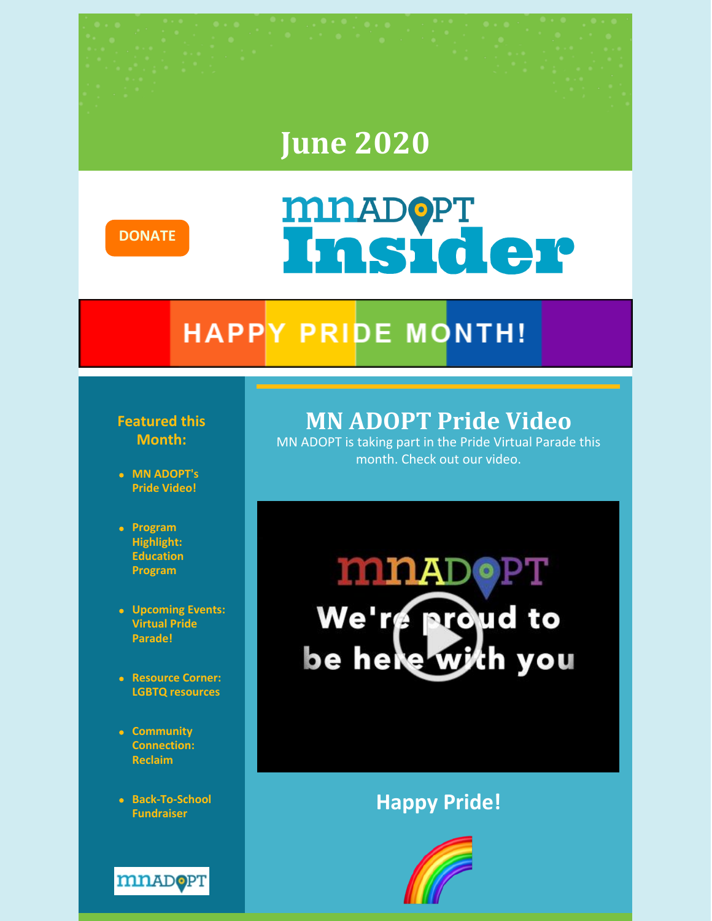# June 2020

DONATE

# MN ADOPT Insider

## HAPPY PRIDE MONTH!

**Featured this Month:**

- MN ADOPT's Pride Video!
- Program Highlight: Education Program
- Upcoming Events: Virtual Pride Parade!
- Resource Corner: LGBTQ resources
- Community Connection: Reclaim
- Back-To-School Fundraiser

## MN ADOPT Pride Video

MN ADOPT is taking part in the Pride Virtual Parade this month. Check out our video.

We're proud to be here with you

**Happy Pride!**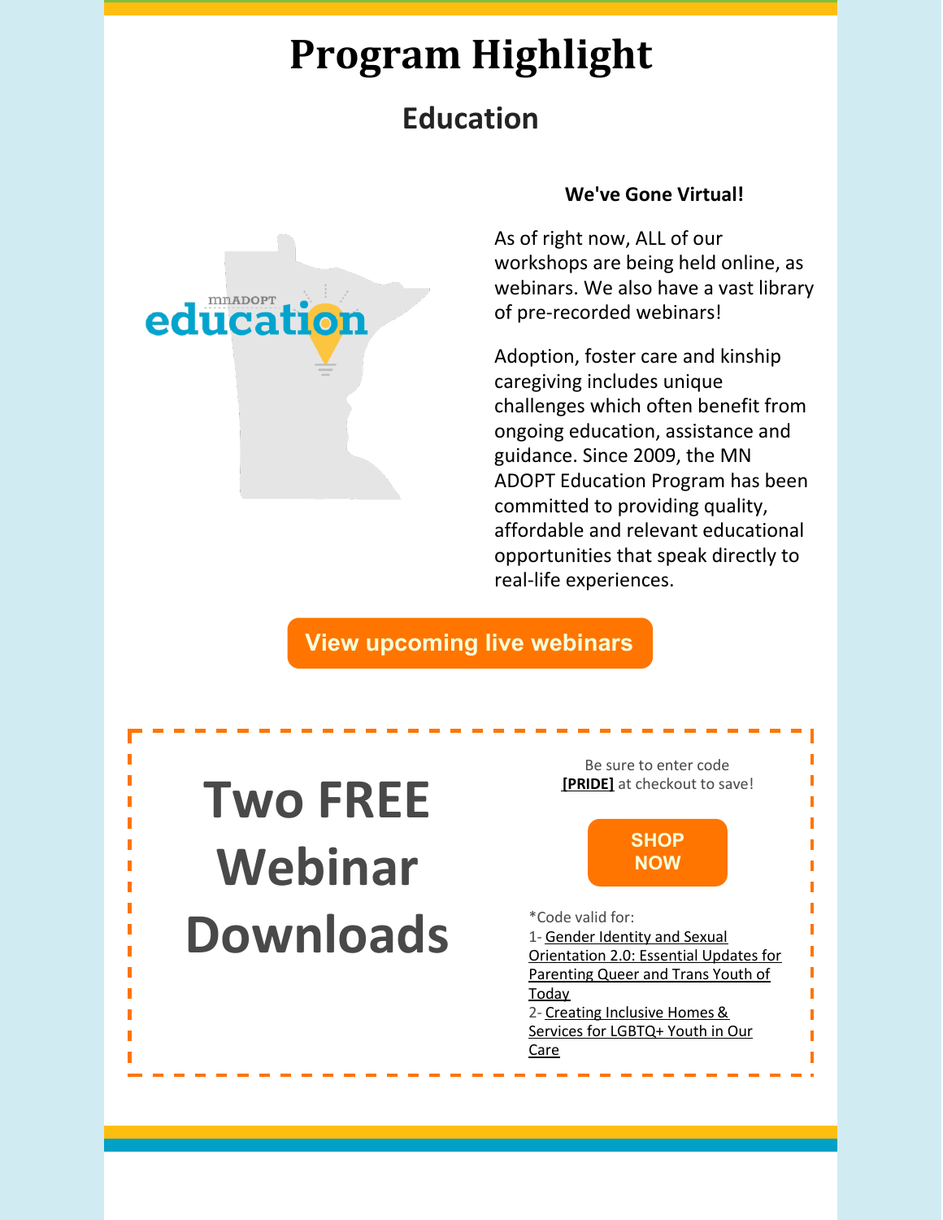# Program Highlight

## Education

**We've Gone Virtual!**

As of right now, ALL of our workshops are being held online, as webinars. We also have a vast library of pre-recorded webinars!

Adoption, foster care and kinship caregiving includes unique challenges which often benefit from ongoing education, assistance and guidance. Since 2009, the MN ADOPT Education Program has been committed to providing quality, affordable and relevant educational opportunities that speak directly to real-life experiences.

View upcoming live webinars

# Two FREE Webinar Downloads

Be sure to enter code **[PRIDE]** at checkout to save!

SHOP NOW

*Code valid for:
1- Gender Identity and Sexual Orientation 2.0: Essential Updates for Parenting Queer and Trans Youth of Today
2- Creating Inclusive Homes & Services for LGBTQ+ Youth in Our Care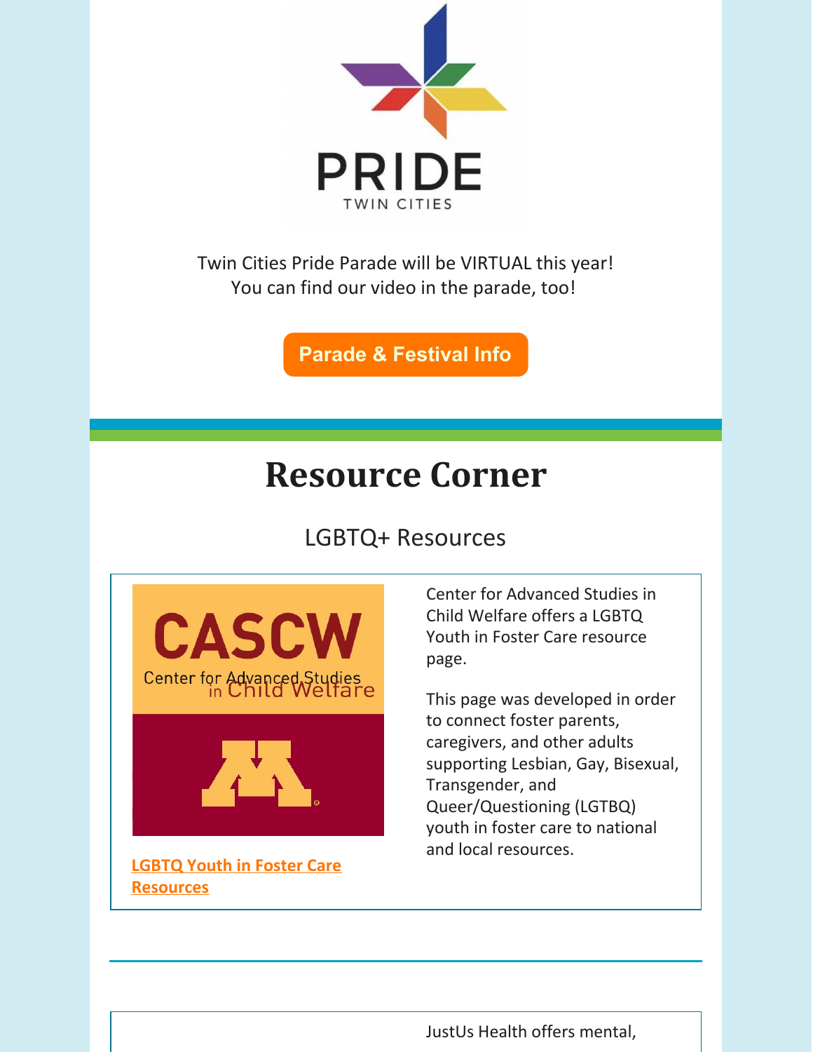Twin Cities Pride Parade will be VIRTUAL this year!
You can find our video in the parade, too!

Parade & Festival Info

# Resource Corner

## LGBTQ+ Resources

LGBTQ Youth in Foster Care Resources

Center for Advanced Studies in Child Welfare offers a LGBTQ Youth in Foster Care resource page.

This page was developed in order to connect foster parents, caregivers, and other adults supporting Lesbian, Gay, Bisexual, Transgender, and Queer/Questioning (LGTBQ) youth in foster care to national and local resources.

JustUs Health offers mental,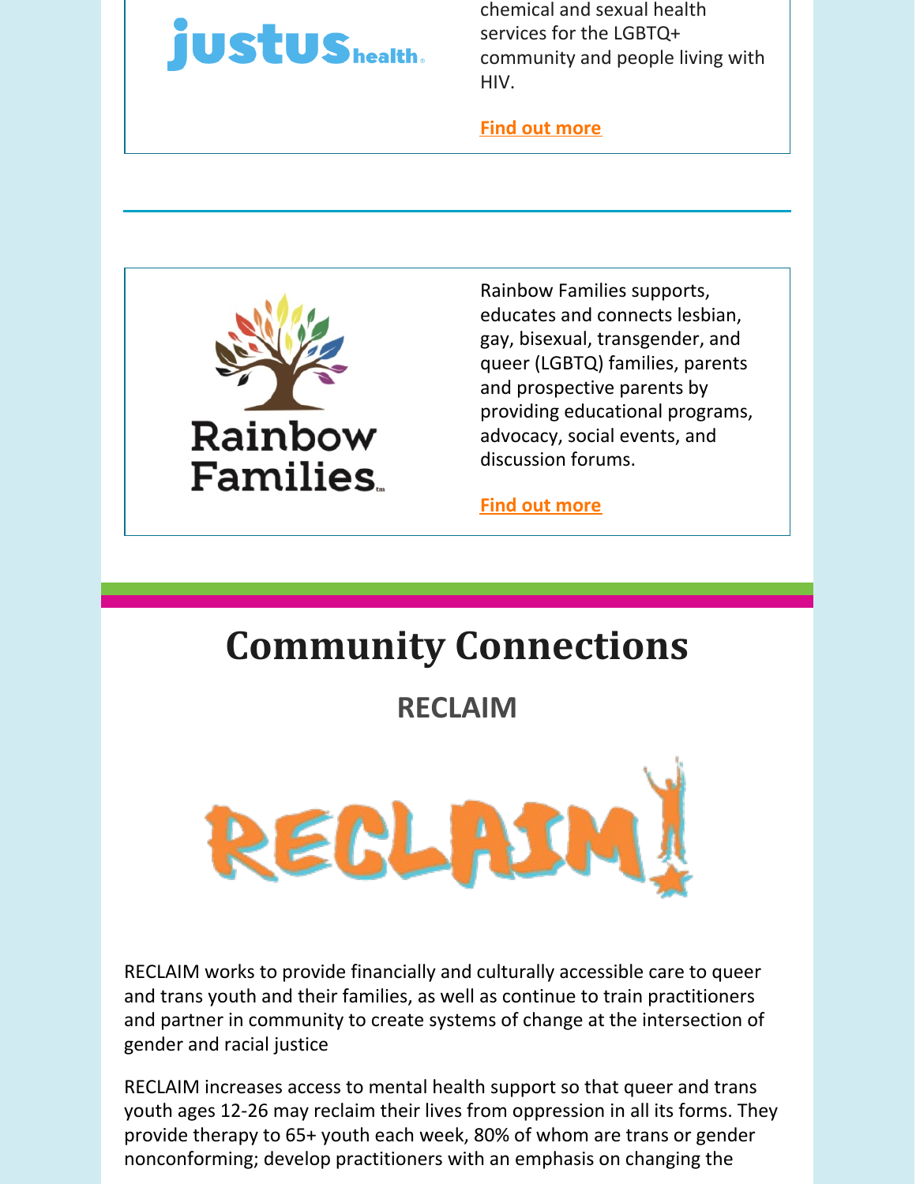chemical and sexual health services for the LGBTQ+ community and people living with HIV.

**Find out more**

Rainbow Families supports, educates and connects lesbian, gay, bisexual, transgender, and queer (LGBTQ) families, parents and prospective parents by providing educational programs, advocacy, social events, and discussion forums.

**Find out more**

# Community Connections

## RECLAIM

RECLAIM works to provide financially and culturally accessible care to queer and trans youth and their families, as well as continue to train practitioners and partner in community to create systems of change at the intersection of gender and racial justice

RECLAIM increases access to mental health support so that queer and trans youth ages 12-26 may reclaim their lives from oppression in all its forms. They provide therapy to 65+ youth each week, 80% of whom are trans or gender nonconforming; develop practitioners with an emphasis on changing the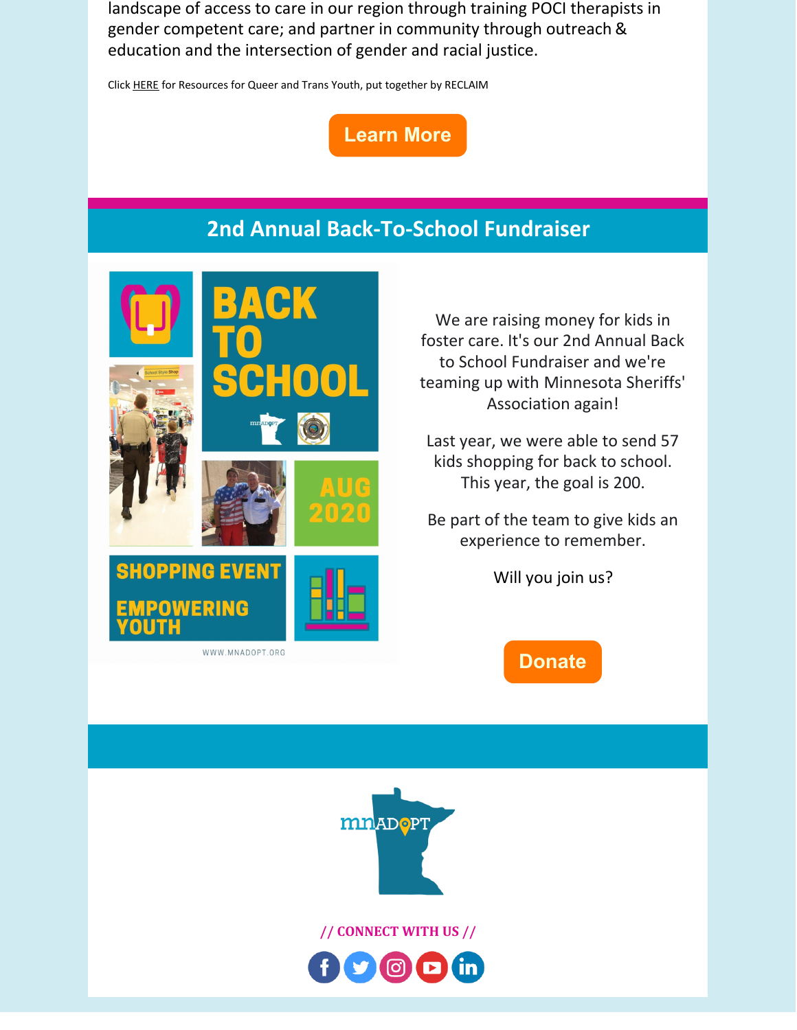landscape of access to care in our region through training POCI therapists in gender competent care; and partner in community through outreach & education and the intersection of gender and racial justice.

Click HERE for Resources for Queer and Trans Youth, put together by RECLAIM

Learn More

## 2nd Annual Back-To-School Fundraiser

We are raising money for kids in foster care. It's our 2nd Annual Back to School Fundraiser and we're teaming up with Minnesota Sheriffs' Association again!

Last year, we were able to send 57 kids shopping for back to school. This year, the goal is 200.

Be part of the team to give kids an experience to remember.

Will you join us?

Donate

// CONNECT WITH US //